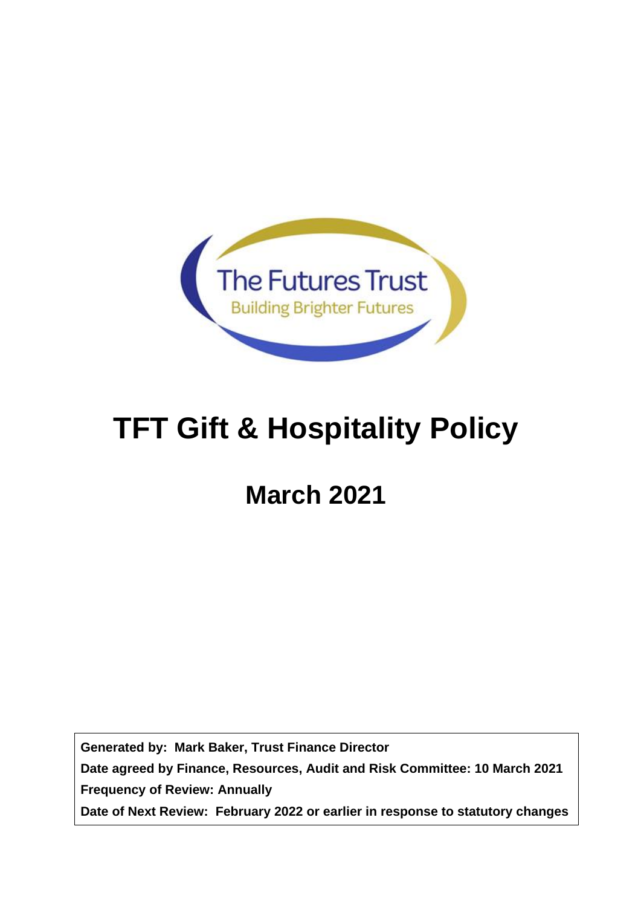The Futures Trust

Building Brighter Futures

# TFT Gift & Hospitality Policy

## March 2021

**Generated by: Mark Baker, Trust Finance Director**

**Date agreed by Finance, Resources, Audit and Risk Committee: 10 March 2021**

**Frequency of Review: Annually**

**Date of Next Review: February 2022 or earlier in response to statutory changes**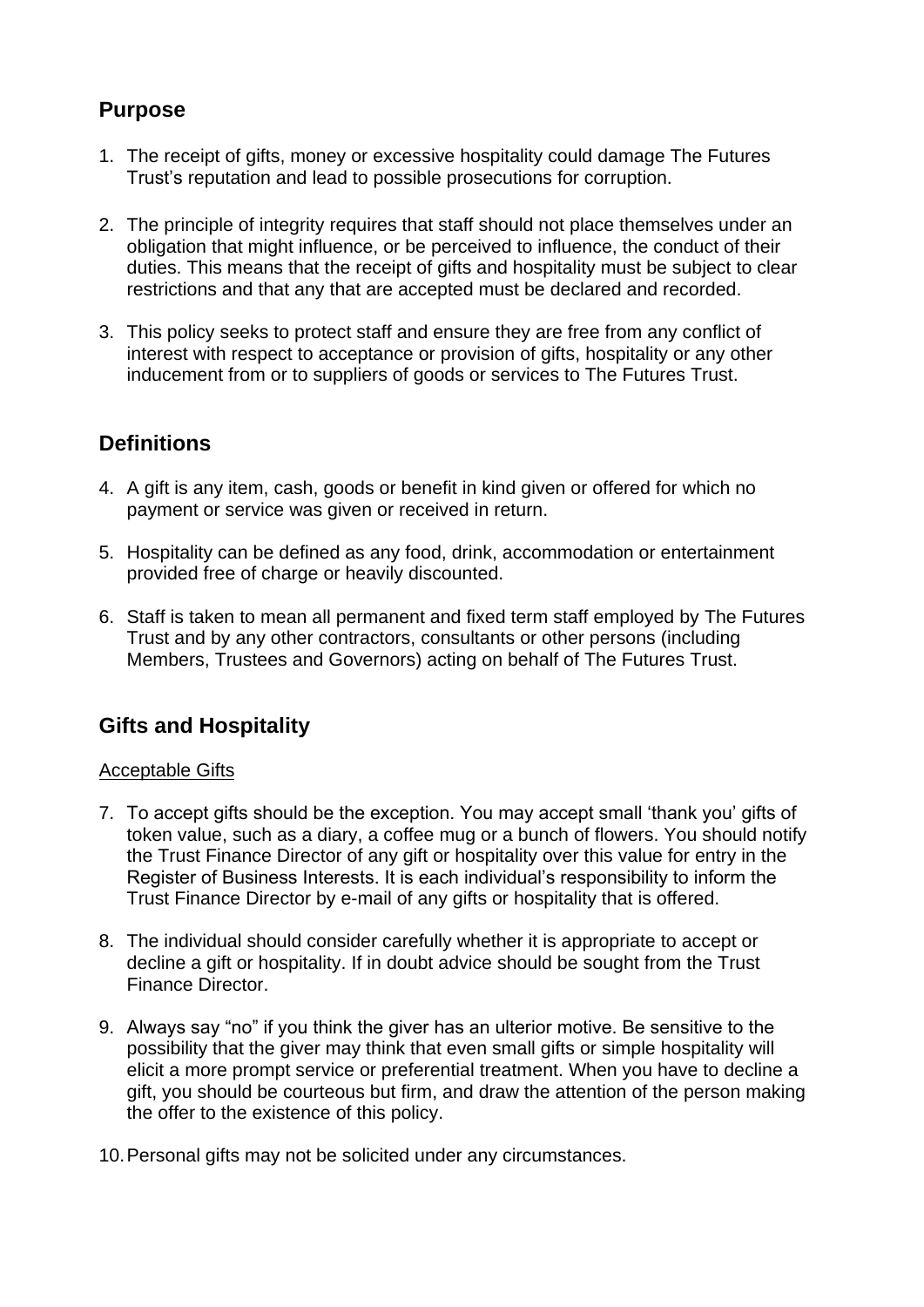## Purpose

1. The receipt of gifts, money or excessive hospitality could damage The Futures Trust's reputation and lead to possible prosecutions for corruption.

2. The principle of integrity requires that staff should not place themselves under an obligation that might influence, or be perceived to influence, the conduct of their duties. This means that the receipt of gifts and hospitality must be subject to clear restrictions and that any that are accepted must be declared and recorded.

3. This policy seeks to protect staff and ensure they are free from any conflict of interest with respect to acceptance or provision of gifts, hospitality or any other inducement from or to suppliers of goods or services to The Futures Trust.

## Definitions

4. A gift is any item, cash, goods or benefit in kind given or offered for which no payment or service was given or received in return.

5. Hospitality can be defined as any food, drink, accommodation or entertainment provided free of charge or heavily discounted.

6. Staff is taken to mean all permanent and fixed term staff employed by The Futures Trust and by any other contractors, consultants or other persons (including Members, Trustees and Governors) acting on behalf of The Futures Trust.

## Gifts and Hospitality

Acceptable Gifts

7. To accept gifts should be the exception. You may accept small 'thank you' gifts of token value, such as a diary, a coffee mug or a bunch of flowers. You should notify the Trust Finance Director of any gift or hospitality over this value for entry in the Register of Business Interests. It is each individual's responsibility to inform the Trust Finance Director by e-mail of any gifts or hospitality that is offered.

8. The individual should consider carefully whether it is appropriate to accept or decline a gift or hospitality. If in doubt advice should be sought from the Trust Finance Director.

9. Always say "no" if you think the giver has an ulterior motive. Be sensitive to the possibility that the giver may think that even small gifts or simple hospitality will elicit a more prompt service or preferential treatment. When you have to decline a gift, you should be courteous but firm, and draw the attention of the person making the offer to the existence of this policy.

10. Personal gifts may not be solicited under any circumstances.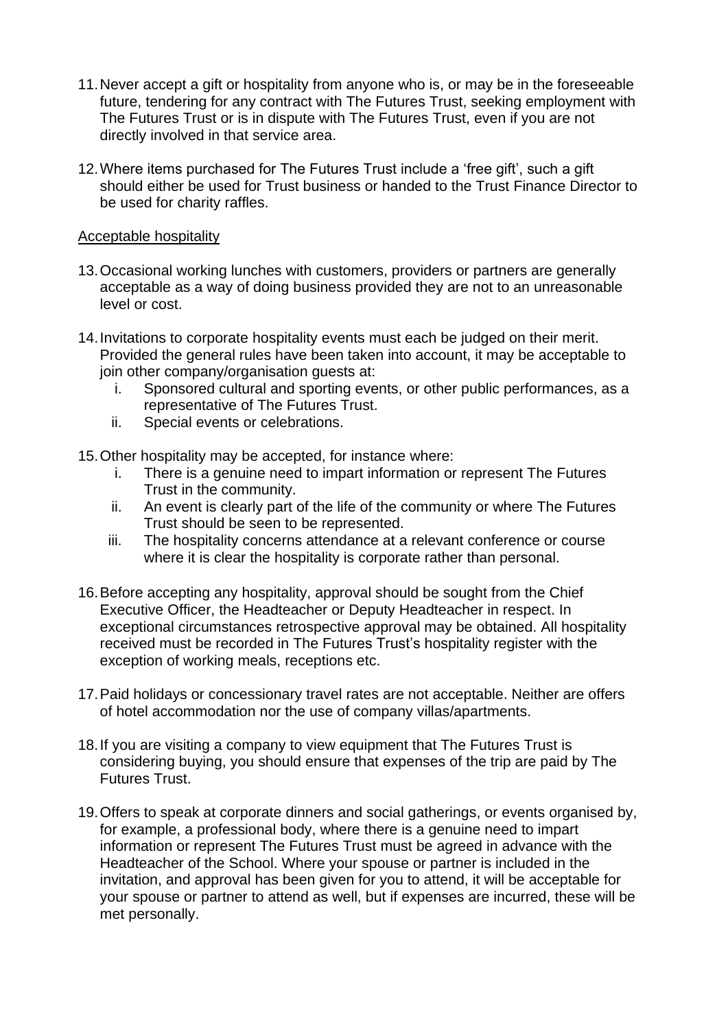11. Never accept a gift or hospitality from anyone who is, or may be in the foreseeable future, tendering for any contract with The Futures Trust, seeking employment with The Futures Trust or is in dispute with The Futures Trust, even if you are not directly involved in that service area.

12. Where items purchased for The Futures Trust include a 'free gift', such a gift should either be used for Trust business or handed to the Trust Finance Director to be used for charity raffles.

<u>Acceptable hospitality</u>

13. Occasional working lunches with customers, providers or partners are generally acceptable as a way of doing business provided they are not to an unreasonable level or cost.

14. Invitations to corporate hospitality events must each be judged on their merit. Provided the general rules have been taken into account, it may be acceptable to join other company/organisation guests at:
    i. Sponsored cultural and sporting events, or other public performances, as a representative of The Futures Trust.
    ii. Special events or celebrations.

15. Other hospitality may be accepted, for instance where:
    i. There is a genuine need to impart information or represent The Futures Trust in the community.
    ii. An event is clearly part of the life of the community or where The Futures Trust should be seen to be represented.
    iii. The hospitality concerns attendance at a relevant conference or course where it is clear the hospitality is corporate rather than personal.

16. Before accepting any hospitality, approval should be sought from the Chief Executive Officer, the Headteacher or Deputy Headteacher in respect. In exceptional circumstances retrospective approval may be obtained. All hospitality received must be recorded in The Futures Trust's hospitality register with the exception of working meals, receptions etc.

17. Paid holidays or concessionary travel rates are not acceptable. Neither are offers of hotel accommodation nor the use of company villas/apartments.

18. If you are visiting a company to view equipment that The Futures Trust is considering buying, you should ensure that expenses of the trip are paid by The Futures Trust.

19. Offers to speak at corporate dinners and social gatherings, or events organised by, for example, a professional body, where there is a genuine need to impart information or represent The Futures Trust must be agreed in advance with the Headteacher of the School. Where your spouse or partner is included in the invitation, and approval has been given for you to attend, it will be acceptable for your spouse or partner to attend as well, but if expenses are incurred, these will be met personally.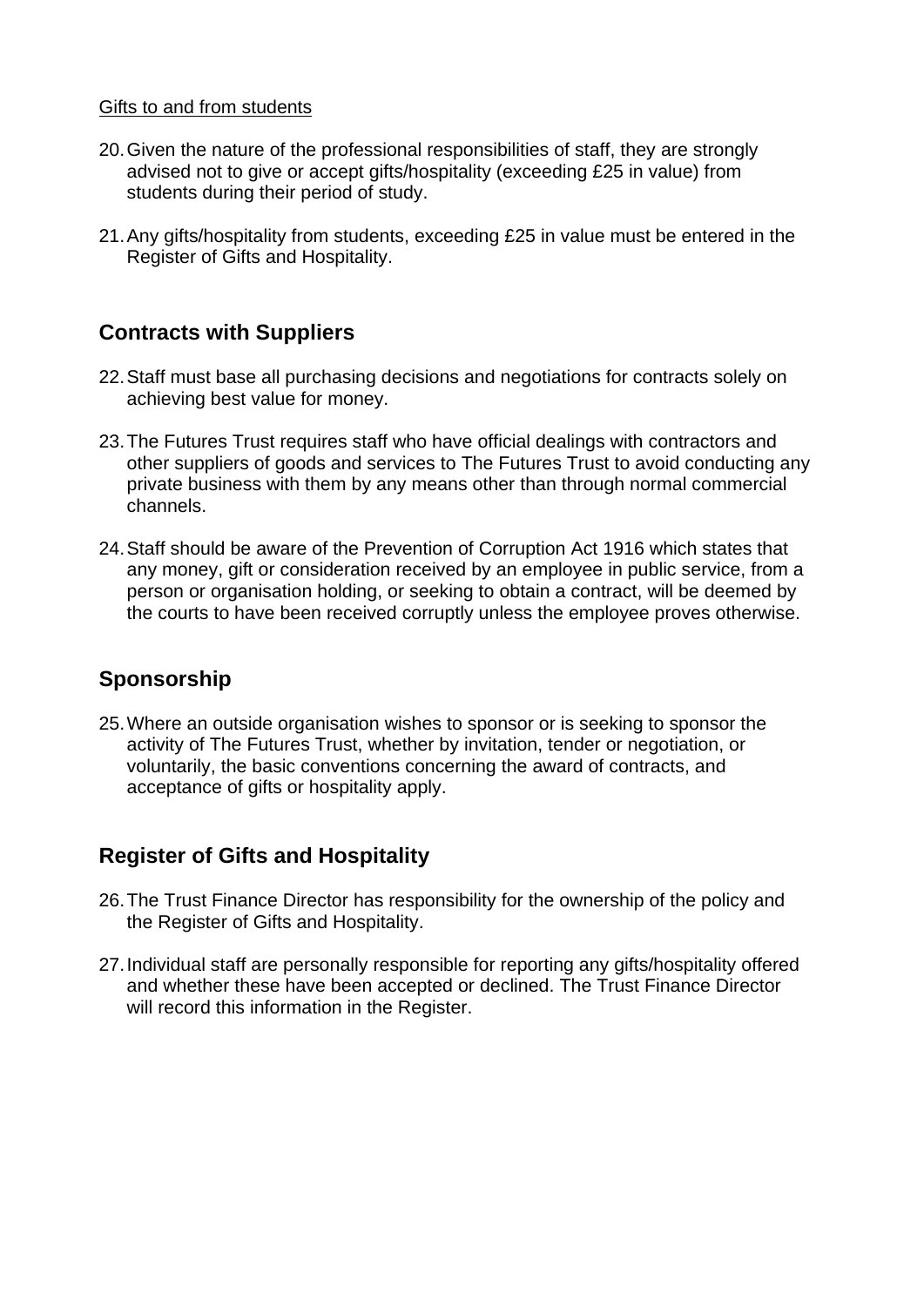Gifts to and from students

20. Given the nature of the professional responsibilities of staff, they are strongly advised not to give or accept gifts/hospitality (exceeding £25 in value) from students during their period of study.

21. Any gifts/hospitality from students, exceeding £25 in value must be entered in the Register of Gifts and Hospitality.

## Contracts with Suppliers

22. Staff must base all purchasing decisions and negotiations for contracts solely on achieving best value for money.

23. The Futures Trust requires staff who have official dealings with contractors and other suppliers of goods and services to The Futures Trust to avoid conducting any private business with them by any means other than through normal commercial channels.

24. Staff should be aware of the Prevention of Corruption Act 1916 which states that any money, gift or consideration received by an employee in public service, from a person or organisation holding, or seeking to obtain a contract, will be deemed by the courts to have been received corruptly unless the employee proves otherwise.

## Sponsorship

25. Where an outside organisation wishes to sponsor or is seeking to sponsor the activity of The Futures Trust, whether by invitation, tender or negotiation, or voluntarily, the basic conventions concerning the award of contracts, and acceptance of gifts or hospitality apply.

## Register of Gifts and Hospitality

26. The Trust Finance Director has responsibility for the ownership of the policy and the Register of Gifts and Hospitality.

27. Individual staff are personally responsible for reporting any gifts/hospitality offered and whether these have been accepted or declined. The Trust Finance Director will record this information in the Register.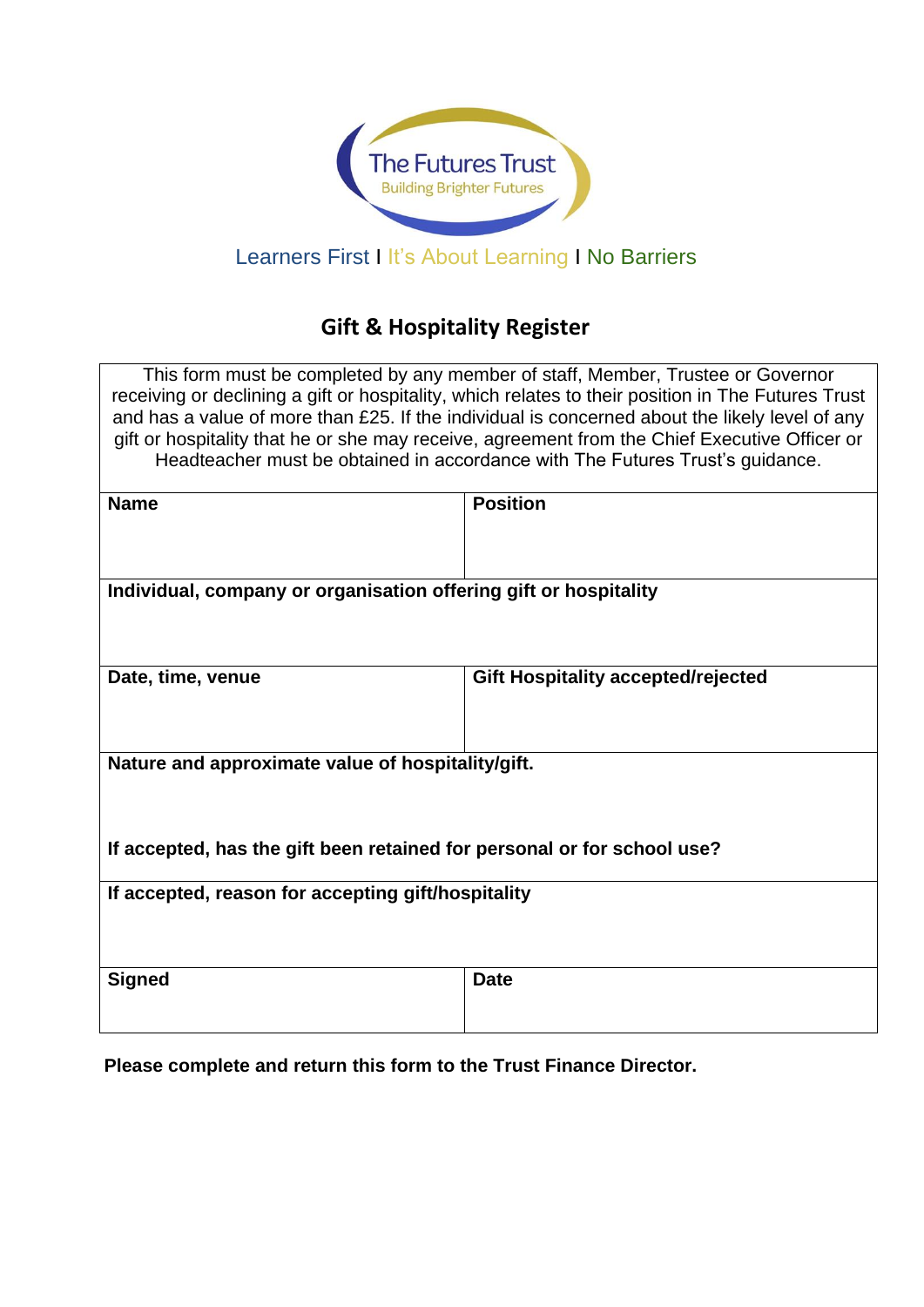The Futures Trust
Building Brighter Futures

Learners First I It's About Learning I No Barriers

## Gift & Hospitality Register

| | |
|---|---|
| This form must be completed by any member of staff, Member, Trustee or Governor receiving or declining a gift or hospitality, which relates to their position in The Futures Trust and has a value of more than £25. If the individual is concerned about the likely level of any gift or hospitality that he or she may receive, agreement from the Chief Executive Officer or Headteacher must be obtained in accordance with The Futures Trust's guidance. | |
| **Name** | **Position** |
| **Individual, company or organisation offering gift or hospitality** | |
| **Date, time, venue** | **Gift Hospitality accepted/rejected** |
| **Nature and approximate value of hospitality/gift.**<br><br>**If accepted, has the gift been retained for personal or for school use?** | |
| **If accepted, reason for accepting gift/hospitality** | |
| **Signed** | **Date** |

**Please complete and return this form to the Trust Finance Director.**